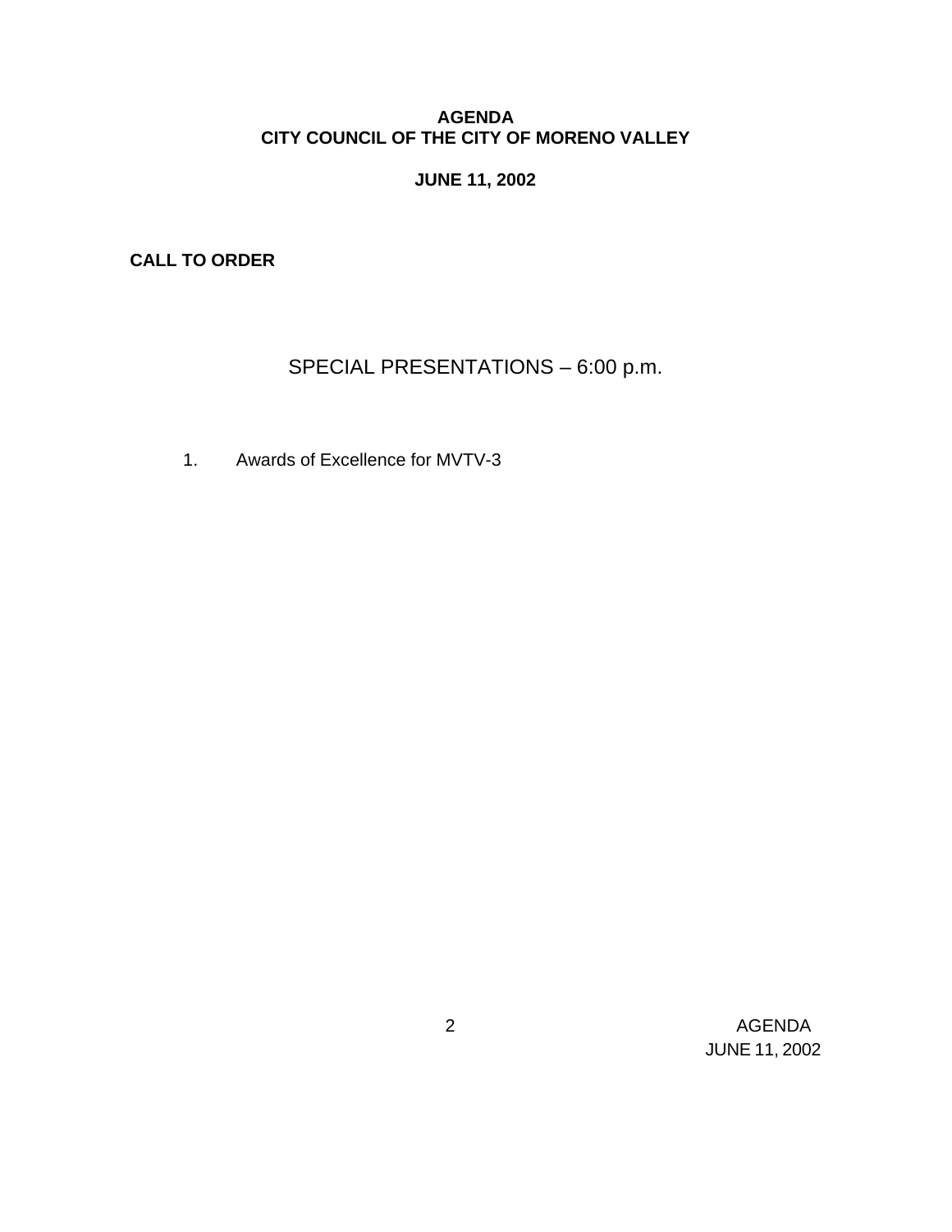**AGENDA**
**CITY COUNCIL OF THE CITY OF MORENO VALLEY**

**JUNE 11, 2002**

**CALL TO ORDER**

## SPECIAL PRESENTATIONS – 6:00 p.m.

1. Awards of Excellence for MVTV-3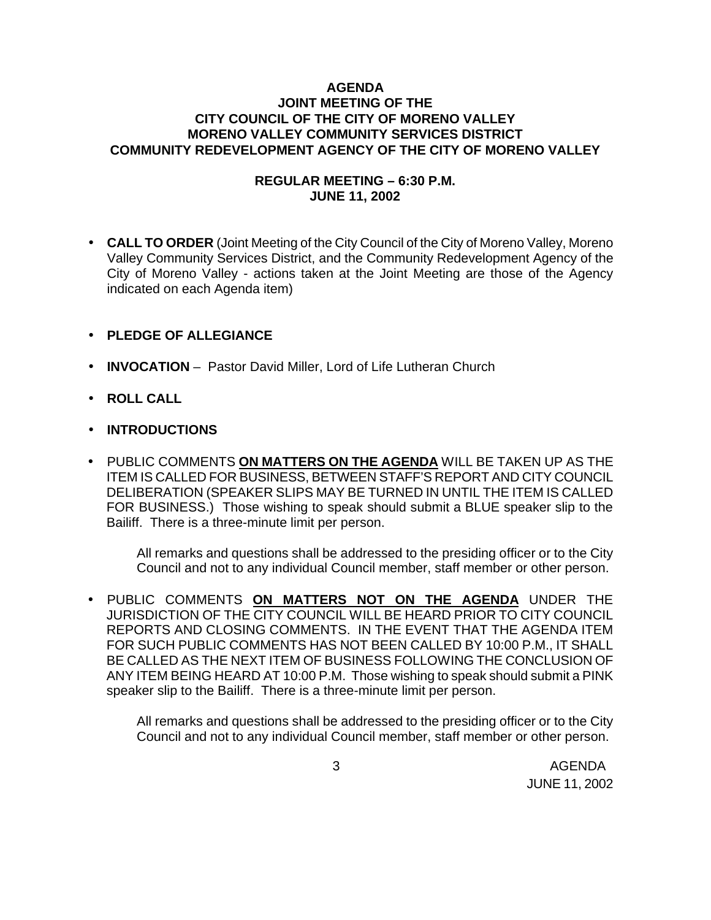**AGENDA**
**JOINT MEETING OF THE**
**CITY COUNCIL OF THE CITY OF MORENO VALLEY**
**MORENO VALLEY COMMUNITY SERVICES DISTRICT**
**COMMUNITY REDEVELOPMENT AGENCY OF THE CITY OF MORENO VALLEY**

**REGULAR MEETING – 6:30 P.M.**
**JUNE 11, 2002**

- **CALL TO ORDER** (Joint Meeting of the City Council of the City of Moreno Valley, Moreno Valley Community Services District, and the Community Redevelopment Agency of the City of Moreno Valley - actions taken at the Joint Meeting are those of the Agency indicated on each Agenda item)

- **PLEDGE OF ALLEGIANCE**

- **INVOCATION** – Pastor David Miller, Lord of Life Lutheran Church

- **ROLL CALL**

- **INTRODUCTIONS**

- PUBLIC COMMENTS **ON MATTERS ON THE AGENDA** WILL BE TAKEN UP AS THE ITEM IS CALLED FOR BUSINESS, BETWEEN STAFF'S REPORT AND CITY COUNCIL DELIBERATION (SPEAKER SLIPS MAY BE TURNED IN UNTIL THE ITEM IS CALLED FOR BUSINESS.) Those wishing to speak should submit a BLUE speaker slip to the Bailiff. There is a three-minute limit per person.

  All remarks and questions shall be addressed to the presiding officer or to the City Council and not to any individual Council member, staff member or other person.

- PUBLIC COMMENTS **ON MATTERS NOT ON THE AGENDA** UNDER THE JURISDICTION OF THE CITY COUNCIL WILL BE HEARD PRIOR TO CITY COUNCIL REPORTS AND CLOSING COMMENTS. IN THE EVENT THAT THE AGENDA ITEM FOR SUCH PUBLIC COMMENTS HAS NOT BEEN CALLED BY 10:00 P.M., IT SHALL BE CALLED AS THE NEXT ITEM OF BUSINESS FOLLOWING THE CONCLUSION OF ANY ITEM BEING HEARD AT 10:00 P.M. Those wishing to speak should submit a PINK speaker slip to the Bailiff. There is a three-minute limit per person.

  All remarks and questions shall be addressed to the presiding officer or to the City Council and not to any individual Council member, staff member or other person.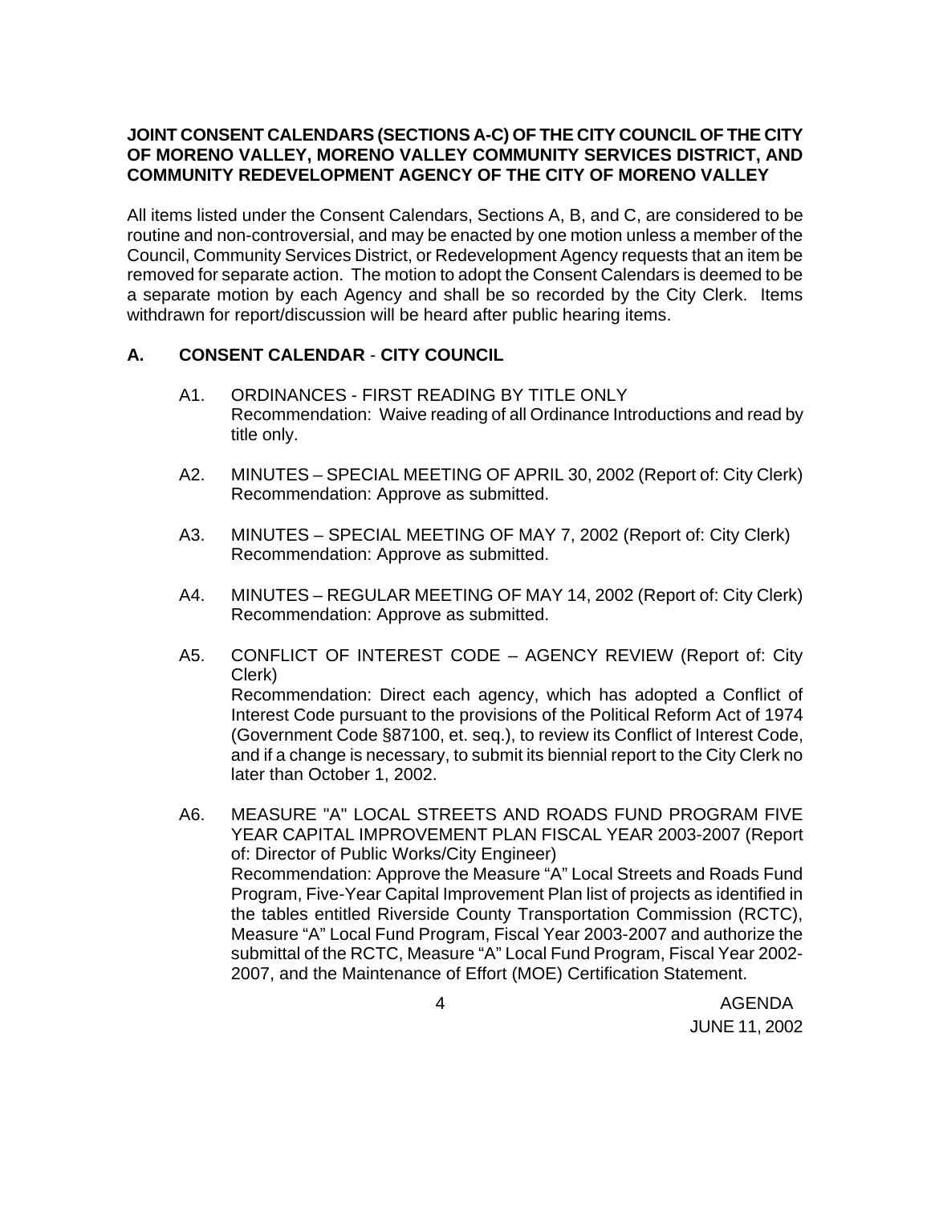**JOINT CONSENT CALENDARS (SECTIONS A-C) OF THE CITY COUNCIL OF THE CITY OF MORENO VALLEY, MORENO VALLEY COMMUNITY SERVICES DISTRICT, AND COMMUNITY REDEVELOPMENT AGENCY OF THE CITY OF MORENO VALLEY**

All items listed under the Consent Calendars, Sections A, B, and C, are considered to be routine and non-controversial, and may be enacted by one motion unless a member of the Council, Community Services District, or Redevelopment Agency requests that an item be removed for separate action. The motion to adopt the Consent Calendars is deemed to be a separate motion by each Agency and shall be so recorded by the City Clerk. Items withdrawn for report/discussion will be heard after public hearing items.

## A. CONSENT CALENDAR - CITY COUNCIL

A1. ORDINANCES - FIRST READING BY TITLE ONLY
Recommendation: Waive reading of all Ordinance Introductions and read by title only.

A2. MINUTES – SPECIAL MEETING OF APRIL 30, 2002 (Report of: City Clerk)
Recommendation: Approve as submitted.

A3. MINUTES – SPECIAL MEETING OF MAY 7, 2002 (Report of: City Clerk)
Recommendation: Approve as submitted.

A4. MINUTES – REGULAR MEETING OF MAY 14, 2002 (Report of: City Clerk)
Recommendation: Approve as submitted.

A5. CONFLICT OF INTEREST CODE – AGENCY REVIEW (Report of: City Clerk)
Recommendation: Direct each agency, which has adopted a Conflict of Interest Code pursuant to the provisions of the Political Reform Act of 1974 (Government Code §87100, et. seq.), to review its Conflict of Interest Code, and if a change is necessary, to submit its biennial report to the City Clerk no later than October 1, 2002.

A6. MEASURE "A" LOCAL STREETS AND ROADS FUND PROGRAM FIVE YEAR CAPITAL IMPROVEMENT PLAN FISCAL YEAR 2003-2007 (Report of: Director of Public Works/City Engineer)
Recommendation: Approve the Measure "A" Local Streets and Roads Fund Program, Five-Year Capital Improvement Plan list of projects as identified in the tables entitled Riverside County Transportation Commission (RCTC), Measure "A" Local Fund Program, Fiscal Year 2003-2007 and authorize the submittal of the RCTC, Measure "A" Local Fund Program, Fiscal Year 2002-2007, and the Maintenance of Effort (MOE) Certification Statement.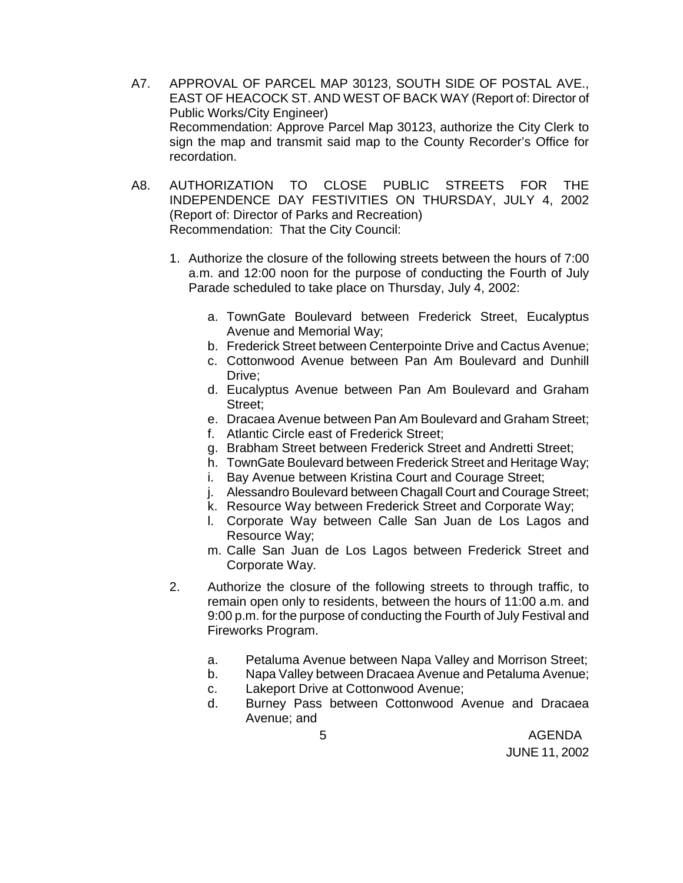A7. APPROVAL OF PARCEL MAP 30123, SOUTH SIDE OF POSTAL AVE., EAST OF HEACOCK ST. AND WEST OF BACK WAY (Report of: Director of Public Works/City Engineer)
Recommendation: Approve Parcel Map 30123, authorize the City Clerk to sign the map and transmit said map to the County Recorder's Office for recordation.

A8. AUTHORIZATION TO CLOSE PUBLIC STREETS FOR THE INDEPENDENCE DAY FESTIVITIES ON THURSDAY, JULY 4, 2002 (Report of: Director of Parks and Recreation)
Recommendation: That the City Council:

1. Authorize the closure of the following streets between the hours of 7:00 a.m. and 12:00 noon for the purpose of conducting the Fourth of July Parade scheduled to take place on Thursday, July 4, 2002:

   a. TownGate Boulevard between Frederick Street, Eucalyptus Avenue and Memorial Way;
   b. Frederick Street between Centerpointe Drive and Cactus Avenue;
   c. Cottonwood Avenue between Pan Am Boulevard and Dunhill Drive;
   d. Eucalyptus Avenue between Pan Am Boulevard and Graham Street;
   e. Dracaea Avenue between Pan Am Boulevard and Graham Street;
   f. Atlantic Circle east of Frederick Street;
   g. Brabham Street between Frederick Street and Andretti Street;
   h. TownGate Boulevard between Frederick Street and Heritage Way;
   i. Bay Avenue between Kristina Court and Courage Street;
   j. Alessandro Boulevard between Chagall Court and Courage Street;
   k. Resource Way between Frederick Street and Corporate Way;
   l. Corporate Way between Calle San Juan de Los Lagos and Resource Way;
   m. Calle San Juan de Los Lagos between Frederick Street and Corporate Way.

2. Authorize the closure of the following streets to through traffic, to remain open only to residents, between the hours of 11:00 a.m. and 9:00 p.m. for the purpose of conducting the Fourth of July Festival and Fireworks Program.

   a. Petaluma Avenue between Napa Valley and Morrison Street;
   b. Napa Valley between Dracaea Avenue and Petaluma Avenue;
   c. Lakeport Drive at Cottonwood Avenue;
   d. Burney Pass between Cottonwood Avenue and Dracaea Avenue; and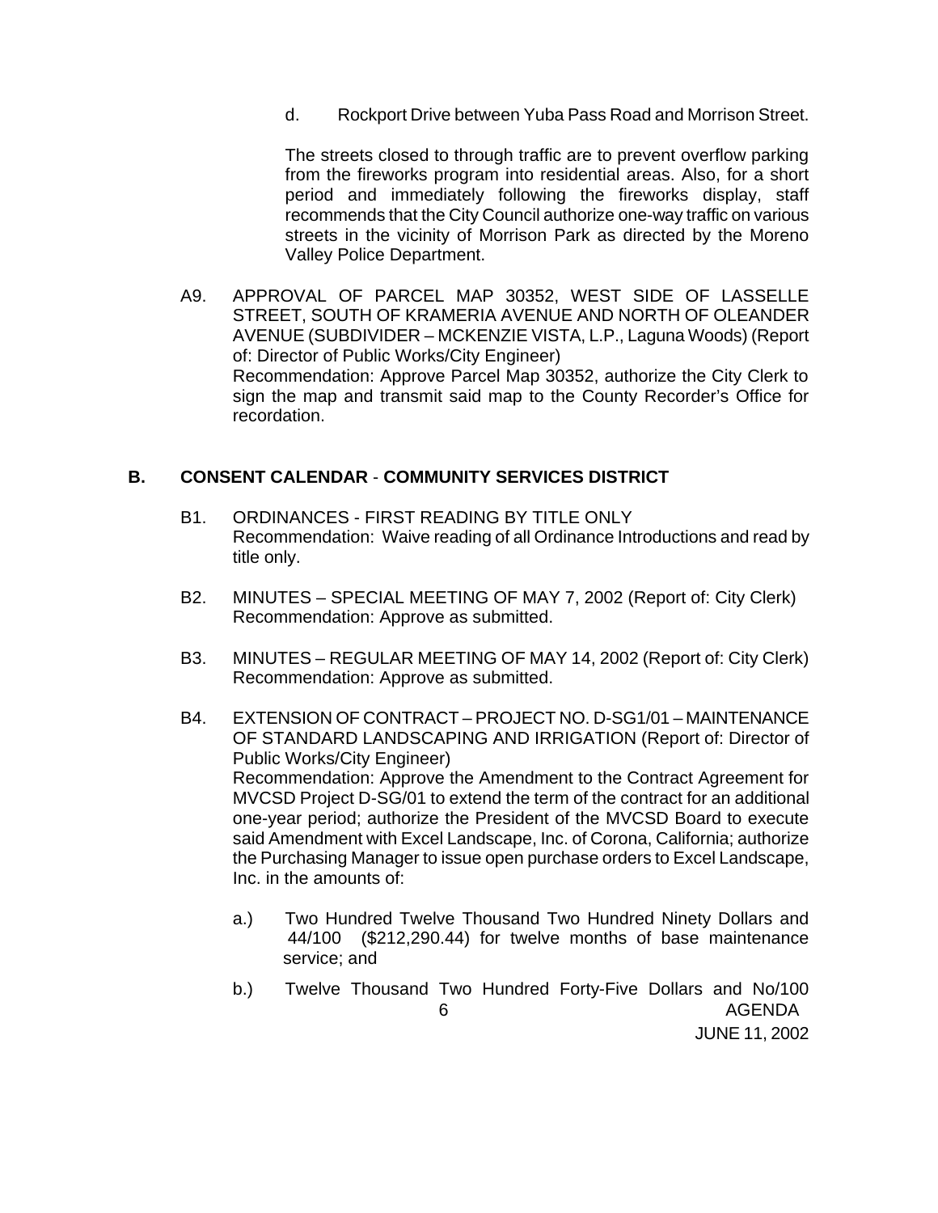d. Rockport Drive between Yuba Pass Road and Morrison Street.

The streets closed to through traffic are to prevent overflow parking from the fireworks program into residential areas. Also, for a short period and immediately following the fireworks display, staff recommends that the City Council authorize one-way traffic on various streets in the vicinity of Morrison Park as directed by the Moreno Valley Police Department.

A9. APPROVAL OF PARCEL MAP 30352, WEST SIDE OF LASSELLE STREET, SOUTH OF KRAMERIA AVENUE AND NORTH OF OLEANDER AVENUE (SUBDIVIDER – MCKENZIE VISTA, L.P., Laguna Woods) (Report of: Director of Public Works/City Engineer)
Recommendation: Approve Parcel Map 30352, authorize the City Clerk to sign the map and transmit said map to the County Recorder's Office for recordation.

## B. CONSENT CALENDAR - COMMUNITY SERVICES DISTRICT

B1. ORDINANCES - FIRST READING BY TITLE ONLY
Recommendation: Waive reading of all Ordinance Introductions and read by title only.

B2. MINUTES – SPECIAL MEETING OF MAY 7, 2002 (Report of: City Clerk)
Recommendation: Approve as submitted.

B3. MINUTES – REGULAR MEETING OF MAY 14, 2002 (Report of: City Clerk)
Recommendation: Approve as submitted.

B4. EXTENSION OF CONTRACT – PROJECT NO. D-SG1/01 – MAINTENANCE OF STANDARD LANDSCAPING AND IRRIGATION (Report of: Director of Public Works/City Engineer)
Recommendation: Approve the Amendment to the Contract Agreement for MVCSD Project D-SG/01 to extend the term of the contract for an additional one-year period; authorize the President of the MVCSD Board to execute said Amendment with Excel Landscape, Inc. of Corona, California; authorize the Purchasing Manager to issue open purchase orders to Excel Landscape, Inc. in the amounts of:

a.) Two Hundred Twelve Thousand Two Hundred Ninety Dollars and 44/100 ($212,290.44) for twelve months of base maintenance service; and

b.) Twelve Thousand Two Hundred Forty-Five Dollars and No/100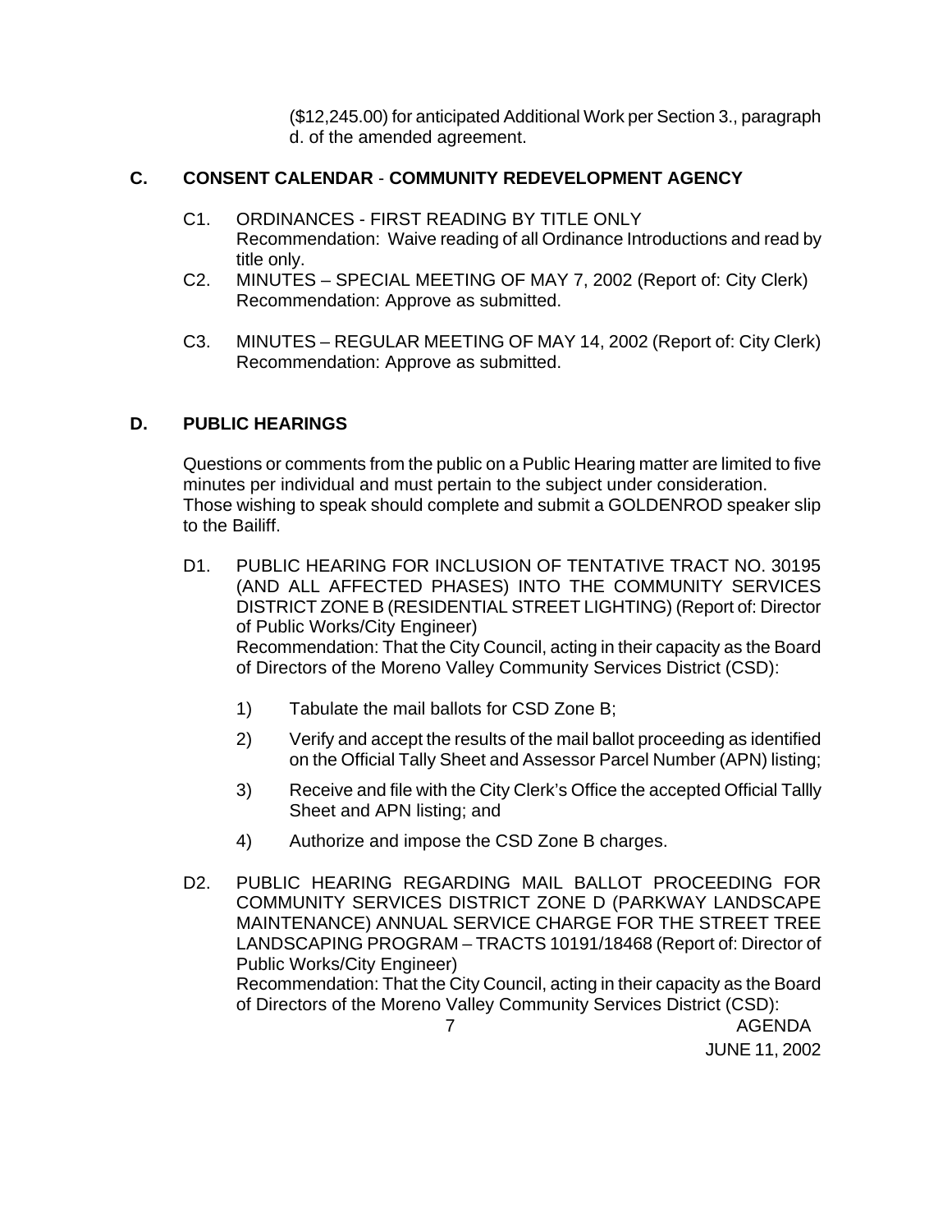($12,245.00) for anticipated Additional Work per Section 3., paragraph d. of the amended agreement.

## C. CONSENT CALENDAR - COMMUNITY REDEVELOPMENT AGENCY

C1. ORDINANCES - FIRST READING BY TITLE ONLY
Recommendation: Waive reading of all Ordinance Introductions and read by title only.

C2. MINUTES – SPECIAL MEETING OF MAY 7, 2002 (Report of: City Clerk)
Recommendation: Approve as submitted.

C3. MINUTES – REGULAR MEETING OF MAY 14, 2002 (Report of: City Clerk)
Recommendation: Approve as submitted.

## D. PUBLIC HEARINGS

Questions or comments from the public on a Public Hearing matter are limited to five minutes per individual and must pertain to the subject under consideration. Those wishing to speak should complete and submit a GOLDENROD speaker slip to the Bailiff.

D1. PUBLIC HEARING FOR INCLUSION OF TENTATIVE TRACT NO. 30195 (AND ALL AFFECTED PHASES) INTO THE COMMUNITY SERVICES DISTRICT ZONE B (RESIDENTIAL STREET LIGHTING) (Report of: Director of Public Works/City Engineer)
Recommendation: That the City Council, acting in their capacity as the Board of Directors of the Moreno Valley Community Services District (CSD):

1) Tabulate the mail ballots for CSD Zone B;

2) Verify and accept the results of the mail ballot proceeding as identified on the Official Tally Sheet and Assessor Parcel Number (APN) listing;

3) Receive and file with the City Clerk's Office the accepted Official Tallly Sheet and APN listing; and

4) Authorize and impose the CSD Zone B charges.

D2. PUBLIC HEARING REGARDING MAIL BALLOT PROCEEDING FOR COMMUNITY SERVICES DISTRICT ZONE D (PARKWAY LANDSCAPE MAINTENANCE) ANNUAL SERVICE CHARGE FOR THE STREET TREE LANDSCAPING PROGRAM – TRACTS 10191/18468 (Report of: Director of Public Works/City Engineer)
Recommendation: That the City Council, acting in their capacity as the Board of Directors of the Moreno Valley Community Services District (CSD):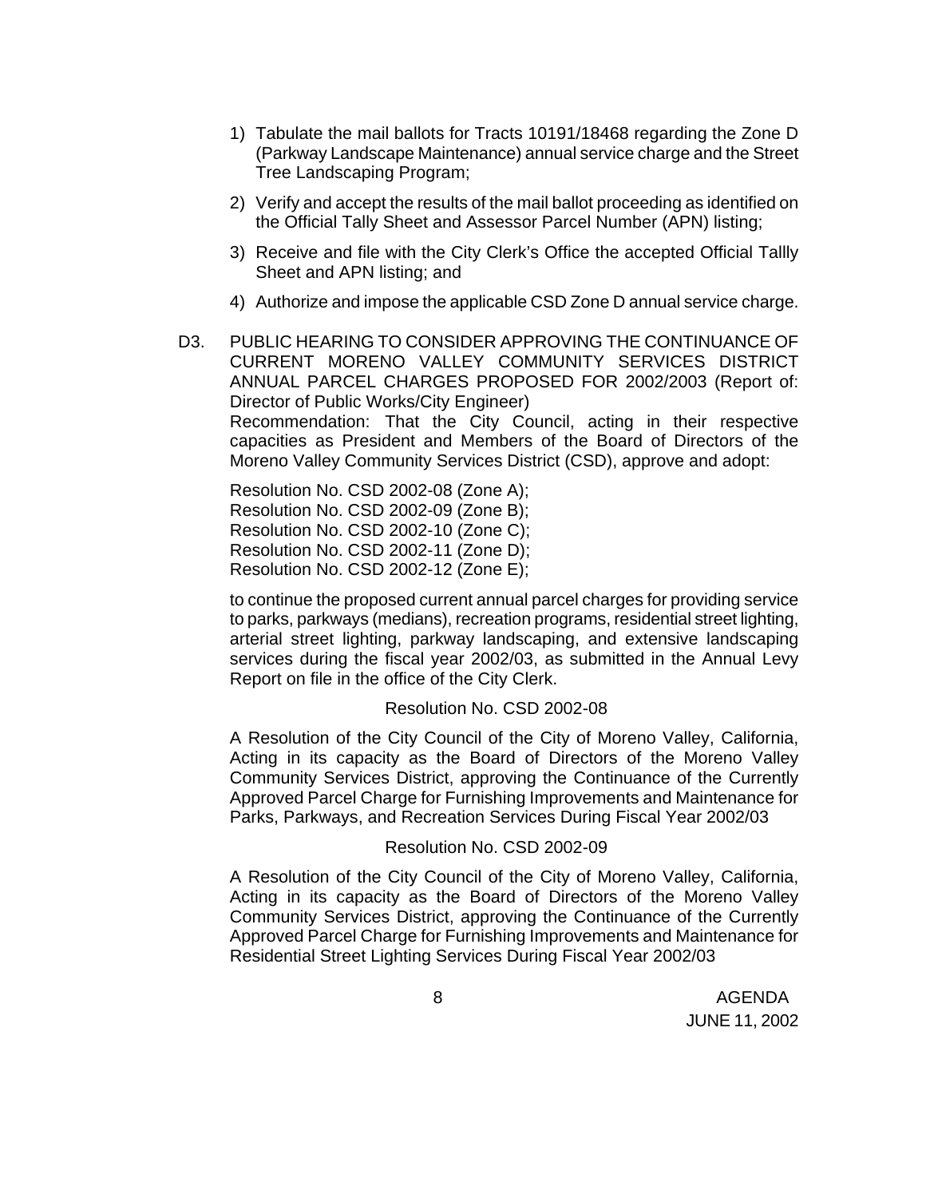1) Tabulate the mail ballots for Tracts 10191/18468 regarding the Zone D (Parkway Landscape Maintenance) annual service charge and the Street Tree Landscaping Program;

2) Verify and accept the results of the mail ballot proceeding as identified on the Official Tally Sheet and Assessor Parcel Number (APN) listing;

3) Receive and file with the City Clerk's Office the accepted Official Tallly Sheet and APN listing; and

4) Authorize and impose the applicable CSD Zone D annual service charge.

D3. PUBLIC HEARING TO CONSIDER APPROVING THE CONTINUANCE OF CURRENT MORENO VALLEY COMMUNITY SERVICES DISTRICT ANNUAL PARCEL CHARGES PROPOSED FOR 2002/2003 (Report of: Director of Public Works/City Engineer)

Recommendation: That the City Council, acting in their respective capacities as President and Members of the Board of Directors of the Moreno Valley Community Services District (CSD), approve and adopt:

Resolution No. CSD 2002-08 (Zone A);
Resolution No. CSD 2002-09 (Zone B);
Resolution No. CSD 2002-10 (Zone C);
Resolution No. CSD 2002-11 (Zone D);
Resolution No. CSD 2002-12 (Zone E);

to continue the proposed current annual parcel charges for providing service to parks, parkways (medians), recreation programs, residential street lighting, arterial street lighting, parkway landscaping, and extensive landscaping services during the fiscal year 2002/03, as submitted in the Annual Levy Report on file in the office of the City Clerk.

Resolution No. CSD 2002-08

A Resolution of the City Council of the City of Moreno Valley, California, Acting in its capacity as the Board of Directors of the Moreno Valley Community Services District, approving the Continuance of the Currently Approved Parcel Charge for Furnishing Improvements and Maintenance for Parks, Parkways, and Recreation Services During Fiscal Year 2002/03

Resolution No. CSD 2002-09

A Resolution of the City Council of the City of Moreno Valley, California, Acting in its capacity as the Board of Directors of the Moreno Valley Community Services District, approving the Continuance of the Currently Approved Parcel Charge for Furnishing Improvements and Maintenance for Residential Street Lighting Services During Fiscal Year 2002/03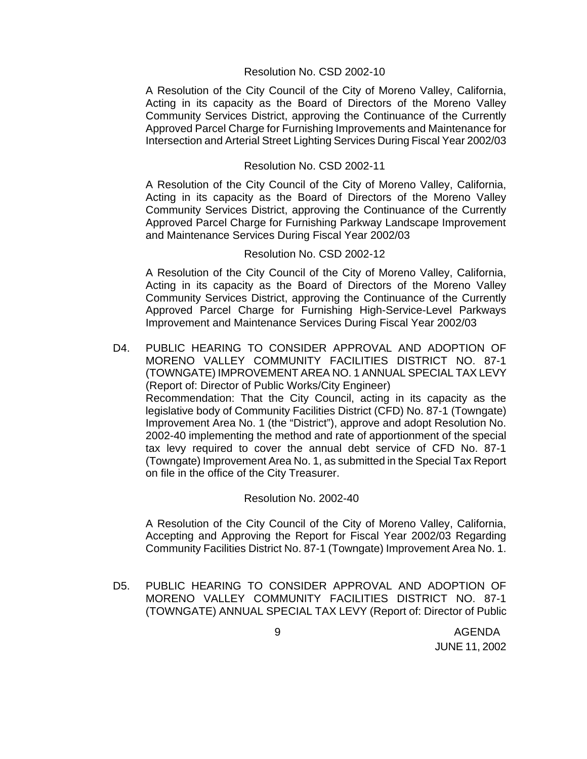Resolution No. CSD 2002-10

A Resolution of the City Council of the City of Moreno Valley, California, Acting in its capacity as the Board of Directors of the Moreno Valley Community Services District, approving the Continuance of the Currently Approved Parcel Charge for Furnishing Improvements and Maintenance for Intersection and Arterial Street Lighting Services During Fiscal Year 2002/03

Resolution No. CSD 2002-11

A Resolution of the City Council of the City of Moreno Valley, California, Acting in its capacity as the Board of Directors of the Moreno Valley Community Services District, approving the Continuance of the Currently Approved Parcel Charge for Furnishing Parkway Landscape Improvement and Maintenance Services During Fiscal Year 2002/03

Resolution No. CSD 2002-12

A Resolution of the City Council of the City of Moreno Valley, California, Acting in its capacity as the Board of Directors of the Moreno Valley Community Services District, approving the Continuance of the Currently Approved Parcel Charge for Furnishing High-Service-Level Parkways Improvement and Maintenance Services During Fiscal Year 2002/03

D4. PUBLIC HEARING TO CONSIDER APPROVAL AND ADOPTION OF MORENO VALLEY COMMUNITY FACILITIES DISTRICT NO. 87-1 (TOWNGATE) IMPROVEMENT AREA NO. 1 ANNUAL SPECIAL TAX LEVY (Report of: Director of Public Works/City Engineer)
Recommendation: That the City Council, acting in its capacity as the legislative body of Community Facilities District (CFD) No. 87-1 (Towngate) Improvement Area No. 1 (the "District"), approve and adopt Resolution No. 2002-40 implementing the method and rate of apportionment of the special tax levy required to cover the annual debt service of CFD No. 87-1 (Towngate) Improvement Area No. 1, as submitted in the Special Tax Report on file in the office of the City Treasurer.

Resolution No. 2002-40

A Resolution of the City Council of the City of Moreno Valley, California, Accepting and Approving the Report for Fiscal Year 2002/03 Regarding Community Facilities District No. 87-1 (Towngate) Improvement Area No. 1.

D5. PUBLIC HEARING TO CONSIDER APPROVAL AND ADOPTION OF MORENO VALLEY COMMUNITY FACILITIES DISTRICT NO. 87-1 (TOWNGATE) ANNUAL SPECIAL TAX LEVY (Report of: Director of Public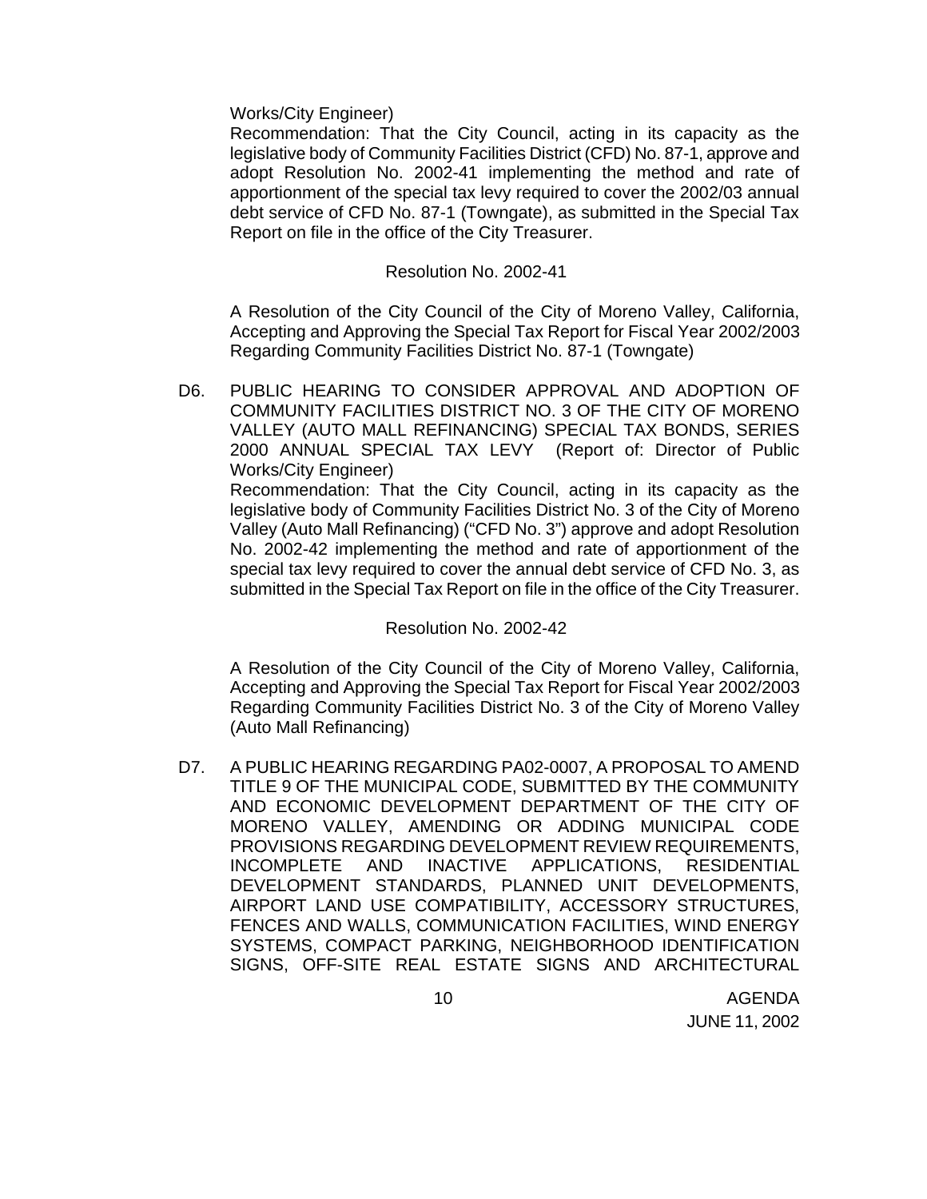Works/City Engineer)

Recommendation: That the City Council, acting in its capacity as the legislative body of Community Facilities District (CFD) No. 87-1, approve and adopt Resolution No. 2002-41 implementing the method and rate of apportionment of the special tax levy required to cover the 2002/03 annual debt service of CFD No. 87-1 (Towngate), as submitted in the Special Tax Report on file in the office of the City Treasurer.

Resolution No. 2002-41

A Resolution of the City Council of the City of Moreno Valley, California, Accepting and Approving the Special Tax Report for Fiscal Year 2002/2003 Regarding Community Facilities District No. 87-1 (Towngate)

D6. PUBLIC HEARING TO CONSIDER APPROVAL AND ADOPTION OF COMMUNITY FACILITIES DISTRICT NO. 3 OF THE CITY OF MORENO VALLEY (AUTO MALL REFINANCING) SPECIAL TAX BONDS, SERIES 2000 ANNUAL SPECIAL TAX LEVY (Report of: Director of Public Works/City Engineer)

Recommendation: That the City Council, acting in its capacity as the legislative body of Community Facilities District No. 3 of the City of Moreno Valley (Auto Mall Refinancing) ("CFD No. 3") approve and adopt Resolution No. 2002-42 implementing the method and rate of apportionment of the special tax levy required to cover the annual debt service of CFD No. 3, as submitted in the Special Tax Report on file in the office of the City Treasurer.

Resolution No. 2002-42

A Resolution of the City Council of the City of Moreno Valley, California, Accepting and Approving the Special Tax Report for Fiscal Year 2002/2003 Regarding Community Facilities District No. 3 of the City of Moreno Valley (Auto Mall Refinancing)

D7. A PUBLIC HEARING REGARDING PA02-0007, A PROPOSAL TO AMEND TITLE 9 OF THE MUNICIPAL CODE, SUBMITTED BY THE COMMUNITY AND ECONOMIC DEVELOPMENT DEPARTMENT OF THE CITY OF MORENO VALLEY, AMENDING OR ADDING MUNICIPAL CODE PROVISIONS REGARDING DEVELOPMENT REVIEW REQUIREMENTS, INCOMPLETE AND INACTIVE APPLICATIONS, RESIDENTIAL DEVELOPMENT STANDARDS, PLANNED UNIT DEVELOPMENTS, AIRPORT LAND USE COMPATIBILITY, ACCESSORY STRUCTURES, FENCES AND WALLS, COMMUNICATION FACILITIES, WIND ENERGY SYSTEMS, COMPACT PARKING, NEIGHBORHOOD IDENTIFICATION SIGNS, OFF-SITE REAL ESTATE SIGNS AND ARCHITECTURAL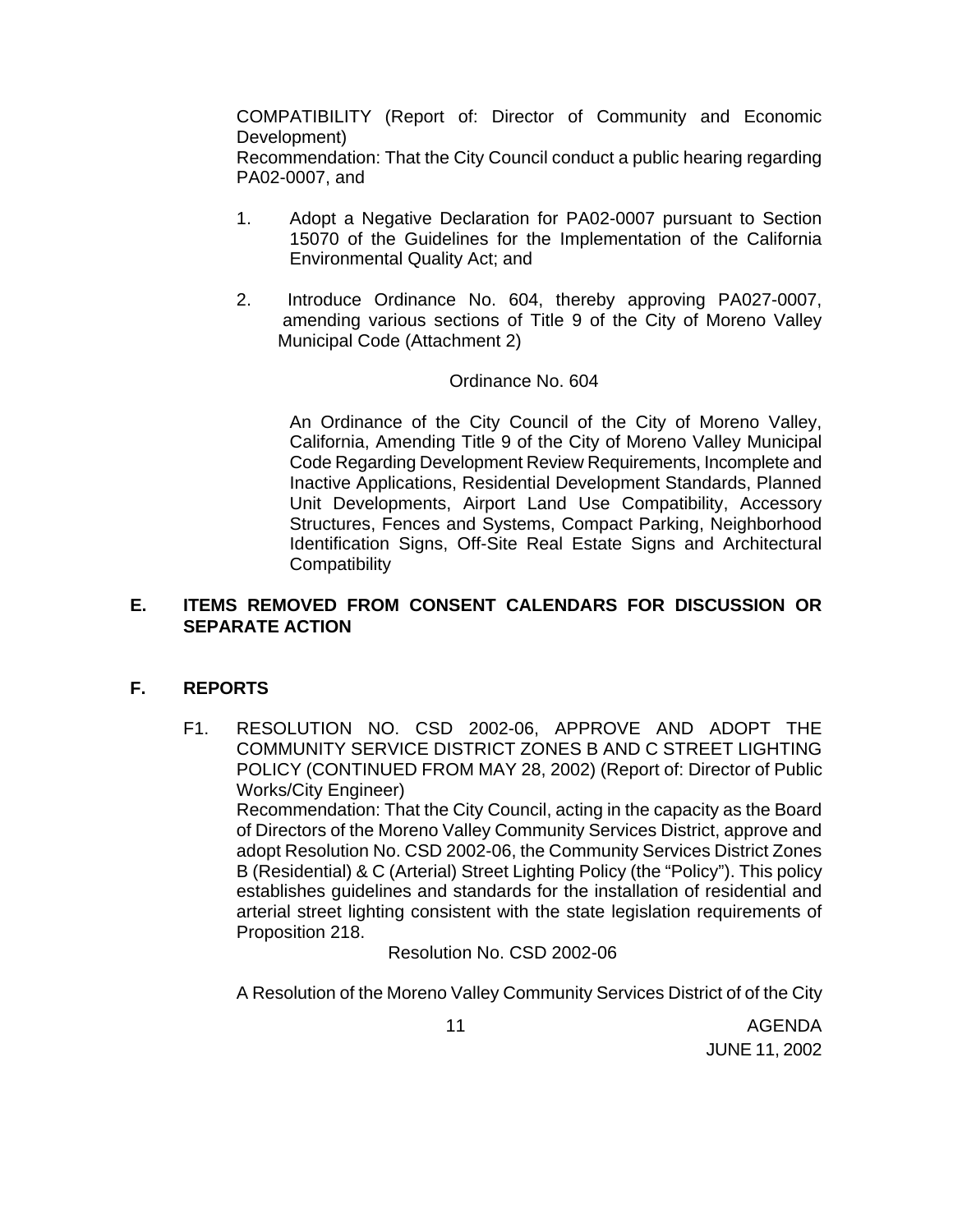COMPATIBILITY (Report of: Director of Community and Economic Development)

Recommendation: That the City Council conduct a public hearing regarding PA02-0007, and

1. Adopt a Negative Declaration for PA02-0007 pursuant to Section 15070 of the Guidelines for the Implementation of the California Environmental Quality Act; and

2. Introduce Ordinance No. 604, thereby approving PA027-0007, amending various sections of Title 9 of the City of Moreno Valley Municipal Code (Attachment 2)

Ordinance No. 604

An Ordinance of the City Council of the City of Moreno Valley, California, Amending Title 9 of the City of Moreno Valley Municipal Code Regarding Development Review Requirements, Incomplete and Inactive Applications, Residential Development Standards, Planned Unit Developments, Airport Land Use Compatibility, Accessory Structures, Fences and Systems, Compact Parking, Neighborhood Identification Signs, Off-Site Real Estate Signs and Architectural Compatibility

## E. ITEMS REMOVED FROM CONSENT CALENDARS FOR DISCUSSION OR SEPARATE ACTION

## F. REPORTS

F1. RESOLUTION NO. CSD 2002-06, APPROVE AND ADOPT THE COMMUNITY SERVICE DISTRICT ZONES B AND C STREET LIGHTING POLICY (CONTINUED FROM MAY 28, 2002) (Report of: Director of Public Works/City Engineer)

Recommendation: That the City Council, acting in the capacity as the Board of Directors of the Moreno Valley Community Services District, approve and adopt Resolution No. CSD 2002-06, the Community Services District Zones B (Residential) & C (Arterial) Street Lighting Policy (the "Policy"). This policy establishes guidelines and standards for the installation of residential and arterial street lighting consistent with the state legislation requirements of Proposition 218.

Resolution No. CSD 2002-06

A Resolution of the Moreno Valley Community Services District of of the City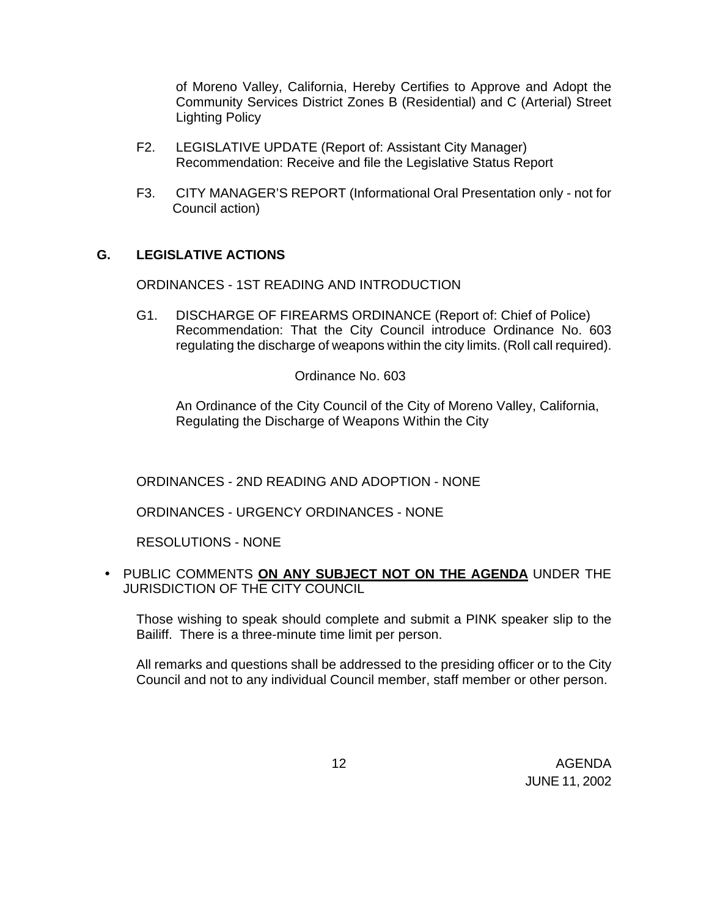of Moreno Valley, California, Hereby Certifies to Approve and Adopt the Community Services District Zones B (Residential) and C (Arterial) Street Lighting Policy

F2. LEGISLATIVE UPDATE (Report of: Assistant City Manager)
Recommendation: Receive and file the Legislative Status Report

F3. CITY MANAGER'S REPORT (Informational Oral Presentation only - not for Council action)

## G. LEGISLATIVE ACTIONS

ORDINANCES - 1ST READING AND INTRODUCTION

G1. DISCHARGE OF FIREARMS ORDINANCE (Report of: Chief of Police)
Recommendation: That the City Council introduce Ordinance No. 603 regulating the discharge of weapons within the city limits. (Roll call required).

Ordinance No. 603

An Ordinance of the City Council of the City of Moreno Valley, California, Regulating the Discharge of Weapons Within the City

ORDINANCES - 2ND READING AND ADOPTION - NONE

ORDINANCES - URGENCY ORDINANCES - NONE

RESOLUTIONS - NONE

- PUBLIC COMMENTS **ON ANY SUBJECT NOT ON THE AGENDA** UNDER THE JURISDICTION OF THE CITY COUNCIL

Those wishing to speak should complete and submit a PINK speaker slip to the Bailiff. There is a three-minute time limit per person.

All remarks and questions shall be addressed to the presiding officer or to the City Council and not to any individual Council member, staff member or other person.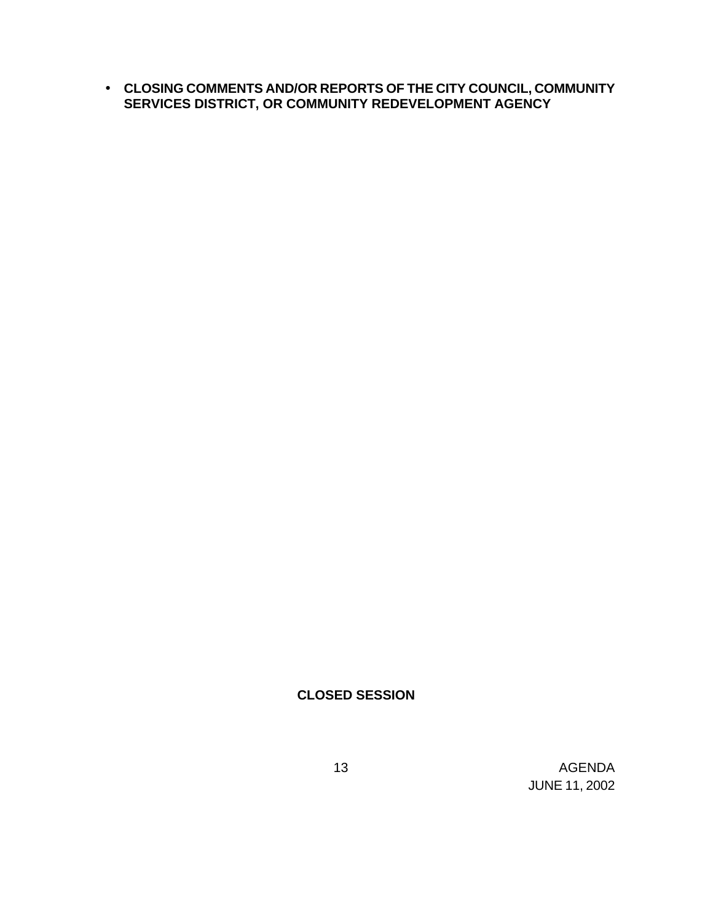- **CLOSING COMMENTS AND/OR REPORTS OF THE CITY COUNCIL, COMMUNITY SERVICES DISTRICT, OR COMMUNITY REDEVELOPMENT AGENCY**

**CLOSED SESSION**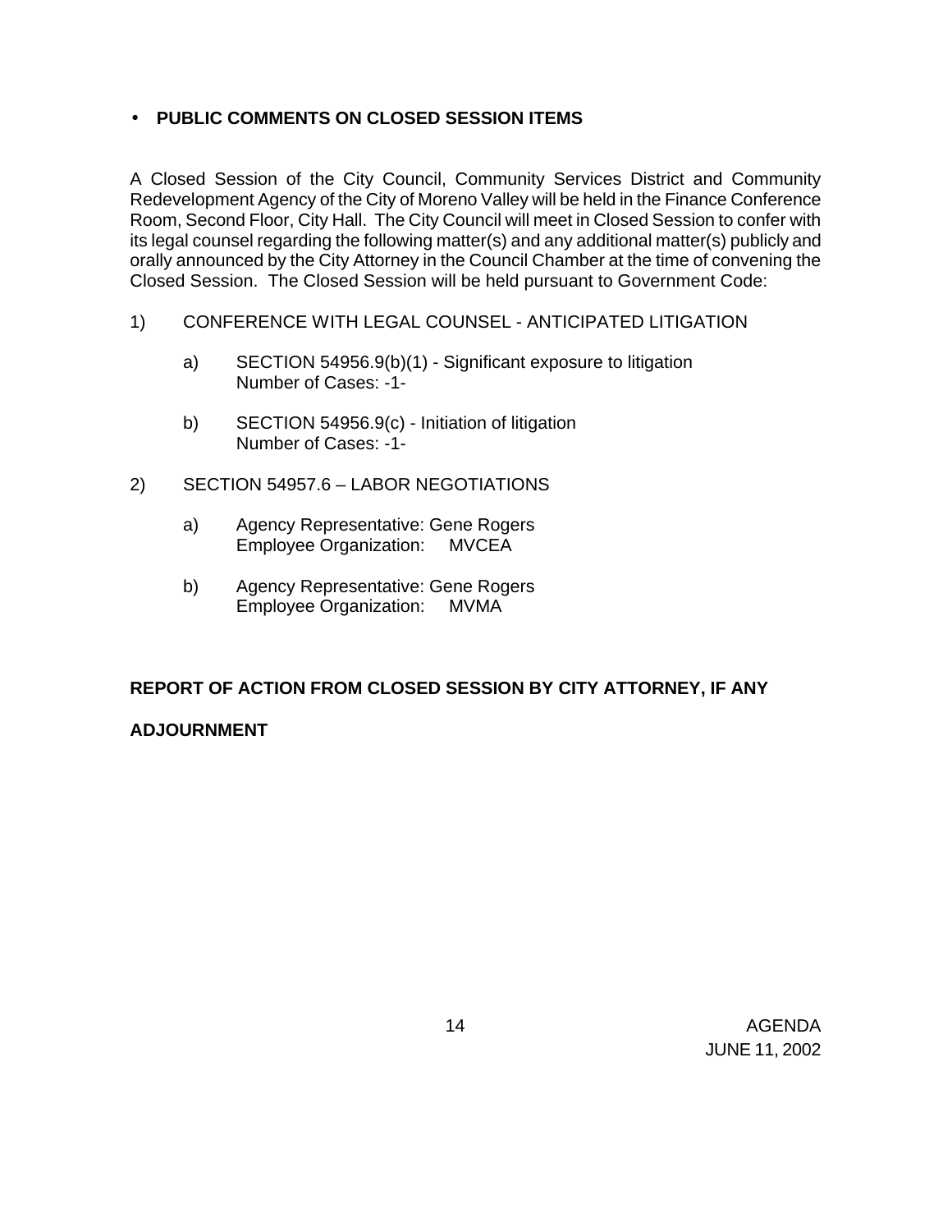- **PUBLIC COMMENTS ON CLOSED SESSION ITEMS**

A Closed Session of the City Council, Community Services District and Community Redevelopment Agency of the City of Moreno Valley will be held in the Finance Conference Room, Second Floor, City Hall. The City Council will meet in Closed Session to confer with its legal counsel regarding the following matter(s) and any additional matter(s) publicly and orally announced by the City Attorney in the Council Chamber at the time of convening the Closed Session. The Closed Session will be held pursuant to Government Code:

1) CONFERENCE WITH LEGAL COUNSEL - ANTICIPATED LITIGATION

   a) SECTION 54956.9(b)(1) - Significant exposure to litigation
      Number of Cases: -1-

   b) SECTION 54956.9(c) - Initiation of litigation
      Number of Cases: -1-

2) SECTION 54957.6 – LABOR NEGOTIATIONS

   a) Agency Representative: Gene Rogers
      Employee Organization: MVCEA

   b) Agency Representative: Gene Rogers
      Employee Organization: MVMA

**REPORT OF ACTION FROM CLOSED SESSION BY CITY ATTORNEY, IF ANY**

**ADJOURNMENT**